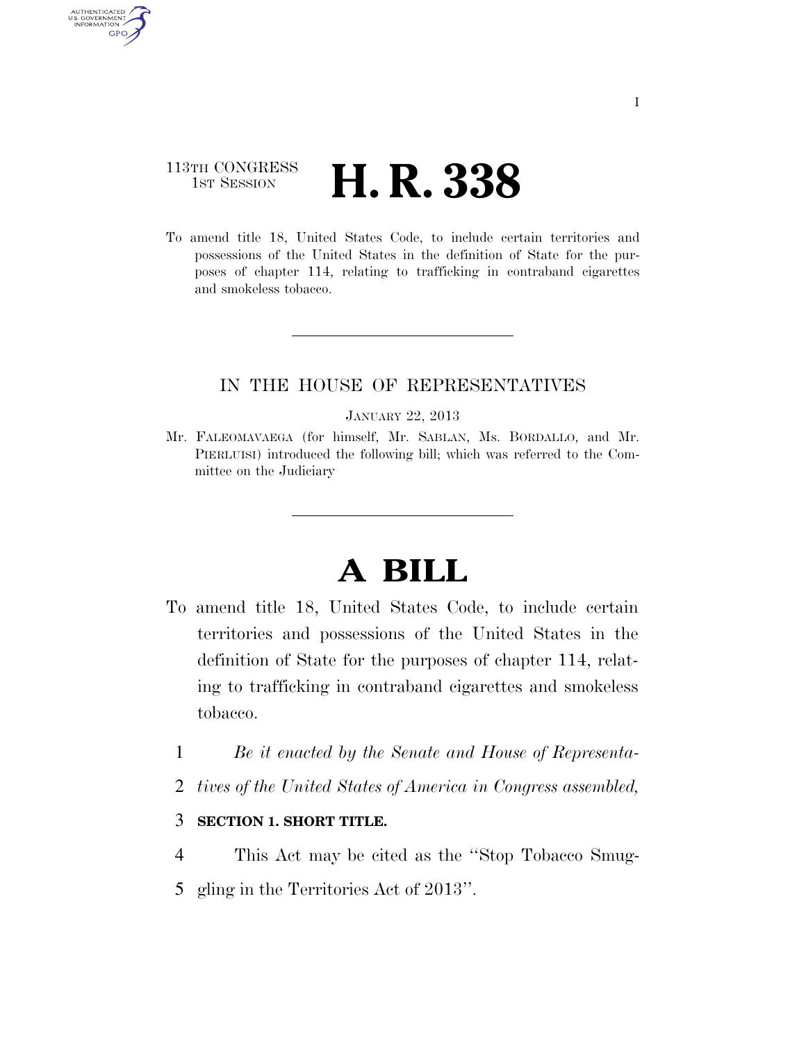113TH CONGRESS
1ST SESSION

# H. R. 338

To amend title 18, United States Code, to include certain territories and possessions of the United States in the definition of State for the purposes of chapter 114, relating to trafficking in contraband cigarettes and smokeless tobacco.

IN THE HOUSE OF REPRESENTATIVES

JANUARY 22, 2013

Mr. FALEOMAVAEGA (for himself, Mr. SABLAN, Ms. BORDALLO, and Mr. PIERLUISI) introduced the following bill; which was referred to the Committee on the Judiciary

# A BILL

To amend title 18, United States Code, to include certain territories and possessions of the United States in the definition of State for the purposes of chapter 114, relating to trafficking in contraband cigarettes and smokeless tobacco.

1 *Be it enacted by the Senate and House of Representa-*
2 *tives of the United States of America in Congress assembled,*

3 **SECTION 1. SHORT TITLE.**

4 This Act may be cited as the ''Stop Tobacco Smug-
5 gling in the Territories Act of 2013''.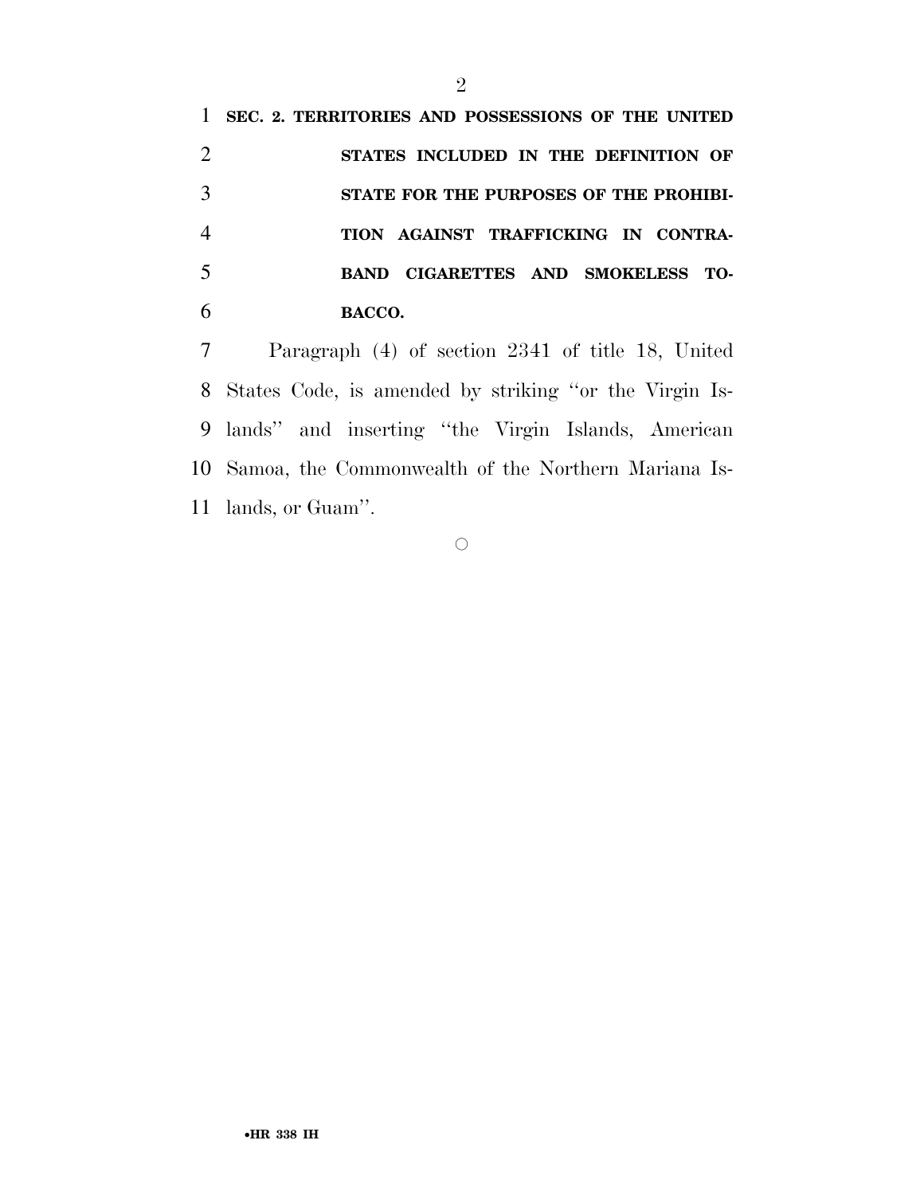**SEC. 2. TERRITORIES AND POSSESSIONS OF THE UNITED STATES INCLUDED IN THE DEFINITION OF STATE FOR THE PURPOSES OF THE PROHIBITION AGAINST TRAFFICKING IN CONTRABAND CIGARETTES AND SMOKELESS TOBACCO.**

Paragraph (4) of section 2341 of title 18, United States Code, is amended by striking ''or the Virgin Islands'' and inserting ''the Virgin Islands, American Samoa, the Commonwealth of the Northern Mariana Islands, or Guam''.

○